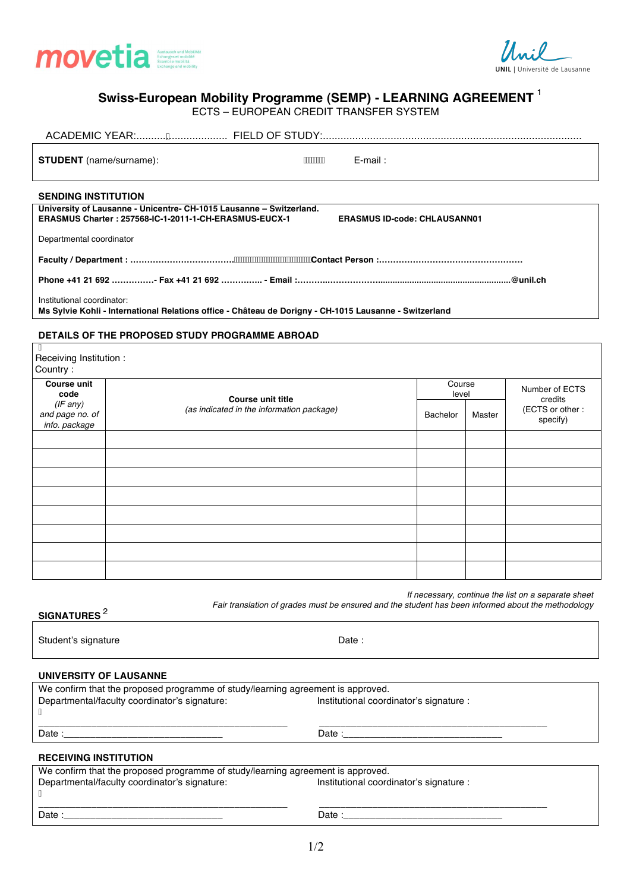movetia

Unil
UNIL | Université de Lausanne

# Swiss-European Mobility Programme (SEMP) - LEARNING AGREEMENT [1]

ECTS – EUROPEAN CREDIT TRANSFER SYSTEM

ACADEMIC YEAR:............................ FIELD OF STUDY:........................................................................................

**STUDENT** (name/surname): E-mail :

## SENDING INSTITUTION

**University of Lausanne - Unicentre- CH-1015 Lausanne – Switzerland.**
**ERASMUS Charter : 257568-IC-1-2011-1-CH-ERASMUS-EUCX-1** **ERASMUS ID-code: CHLAUSANN01**

Departmental coordinator

**Faculty / Department : ....................................Contact Person :.................................................**

**Phone +41 21 692 ……………- Fax +41 21 692 ………….. - Email :……………………………………………………………………@unil.ch**

Institutional coordinator:
**Ms Sylvie Kohli - International Relations office - Château de Dorigny - CH-1015 Lausanne - Switzerland**

## DETAILS OF THE PROPOSED STUDY PROGRAMME ABROAD

Receiving Institution :
Country :

| **Course unit code** *(IF any) and page no. of info. package* | **Course unit title** *(as indicated in the information package)* | Course level | | Number of ECTS credits (ECTS or other : specify) |
|---|---|---|---|---|
| | | Bachelor | Master | |
| | | | | |
| | | | | |
| | | | | |
| | | | | |
| | | | | |
| | | | | |
| | | | | |
| | | | | |

*If necessary, continue the list on a separate sheet*
*Fair translation of grades must be ensured and the student has been informed about the methodology*

## SIGNATURES [2]

Student's signature Date :

## UNIVERSITY OF LAUSANNE

We confirm that the proposed programme of study/learning agreement is approved.
Departmental/faculty coordinator's signature: Institutional coordinator's signature :

\_\_\_\_\_\_\_\_\_\_\_\_\_\_\_\_\_\_\_\_\_\_\_\_\_\_\_\_\_\_\_\_\_\_\_\_\_\_\_\_ \_\_\_\_\_\_\_\_\_\_\_\_\_\_\_\_\_\_\_\_\_\_\_\_\_\_\_\_\_\_\_\_\_\_\_\_\_\_\_\_

Date :\_\_\_\_\_\_\_\_\_\_\_\_\_\_\_\_\_\_\_\_\_\_\_\_\_\_\_ Date :\_\_\_\_\_\_\_\_\_\_\_\_\_\_\_\_\_\_\_\_\_\_\_\_\_\_\_

## RECEIVING INSTITUTION

We confirm that the proposed programme of study/learning agreement is approved.
Departmental/faculty coordinator's signature: Institutional coordinator's signature :

\_\_\_\_\_\_\_\_\_\_\_\_\_\_\_\_\_\_\_\_\_\_\_\_\_\_\_\_\_\_\_\_\_\_\_\_\_\_\_\_ \_\_\_\_\_\_\_\_\_\_\_\_\_\_\_\_\_\_\_\_\_\_\_\_\_\_\_\_\_\_\_\_\_\_\_\_\_\_\_\_

Date :\_\_\_\_\_\_\_\_\_\_\_\_\_\_\_\_\_\_\_\_\_\_\_\_\_\_\_ Date :\_\_\_\_\_\_\_\_\_\_\_\_\_\_\_\_\_\_\_\_\_\_\_\_\_\_\_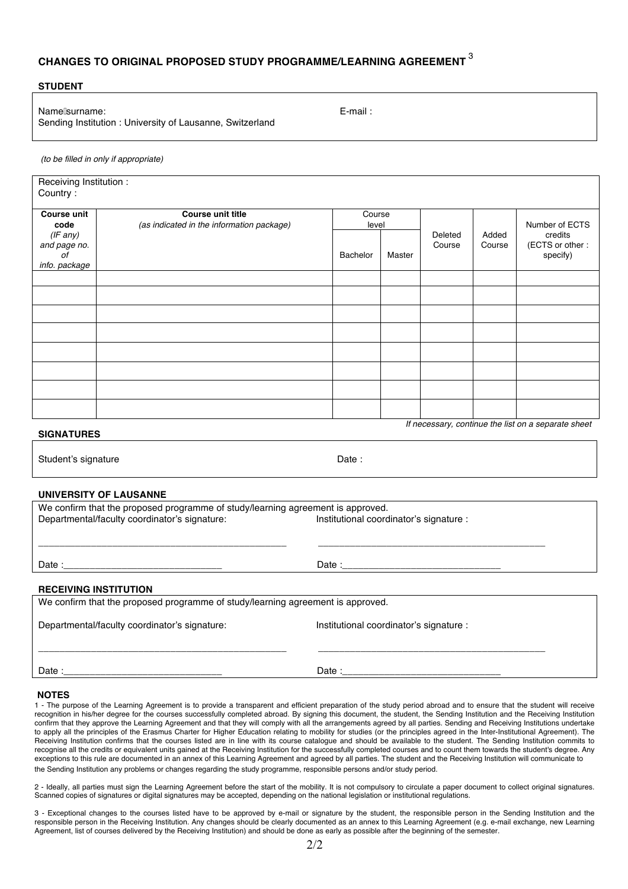## CHANGES TO ORIGINAL PROPOSED STUDY PROGRAMME/LEARNING AGREEMENT [3]

### STUDENT

Name surname: E-mail :

Sending Institution : University of Lausanne, Switzerland

*(to be filled in only if appropriate)*

Receiving Institution :

Country :

| **Course unit code** *(IF any) and page no. of info. package* | **Course unit title** *(as indicated in the information package)* | Course level | | Deleted Course | Added Course | Number of ECTS credits (ECTS or other : specify) |
|---|---|---|---|---|---|---|
| | | Bachelor | Master | | | |
| | | | | | | |
| | | | | | | |
| | | | | | | |
| | | | | | | |
| | | | | | | |
| | | | | | | |
| | | | | | | |
| | | | | | | |

*If necessary, continue the list on a separate sheet*

### SIGNATURES

Student's signature Date :

### UNIVERSITY OF LAUSANNE

We confirm that the proposed programme of study/learning agreement is approved.

Departmental/faculty coordinator's signature: Institutional coordinator's signature :

_______________________________________________ _______________________________________________

Date :_____________________________ Date :_____________________________

### RECEIVING INSTITUTION

We confirm that the proposed programme of study/learning agreement is approved.

Departmental/faculty coordinator's signature: Institutional coordinator's signature :

_______________________________________________ _______________________________________________

Date :_____________________________ Date :_____________________________

### NOTES

1 - The purpose of the Learning Agreement is to provide a transparent and efficient preparation of the study period abroad and to ensure that the student will receive recognition in his/her degree for the courses successfully completed abroad. By signing this document, the student, the Sending Institution and the Receiving Institution confirm that they approve the Learning Agreement and that they will comply with all the arrangements agreed by all parties. Sending and Receiving Institutions undertake to apply all the principles of the Erasmus Charter for Higher Education relating to mobility for studies (or the principles agreed in the Inter-Institutional Agreement). The Receiving Institution confirms that the courses listed are in line with its course catalogue and should be available to the student. The Sending Institution commits to recognise all the credits or equivalent units gained at the Receiving Institution for the successfully completed courses and to count them towards the student's degree. Any exceptions to this rule are documented in an annex of this Learning Agreement and agreed by all parties. The student and the Receiving Institution will communicate to the Sending Institution any problems or changes regarding the study programme, responsible persons and/or study period.

2 - Ideally, all parties must sign the Learning Agreement before the start of the mobility. It is not compulsory to circulate a paper document to collect original signatures. Scanned copies of signatures or digital signatures may be accepted, depending on the national legislation or institutional regulations.

3 - Exceptional changes to the courses listed have to be approved by e-mail or signature by the student, the responsible person in the Sending Institution and the responsible person in the Receiving Institution. Any changes should be clearly documented as an annex to this Learning Agreement (e.g. e-mail exchange, new Learning Agreement, list of courses delivered by the Receiving Institution) and should be done as early as possible after the beginning of the semester.